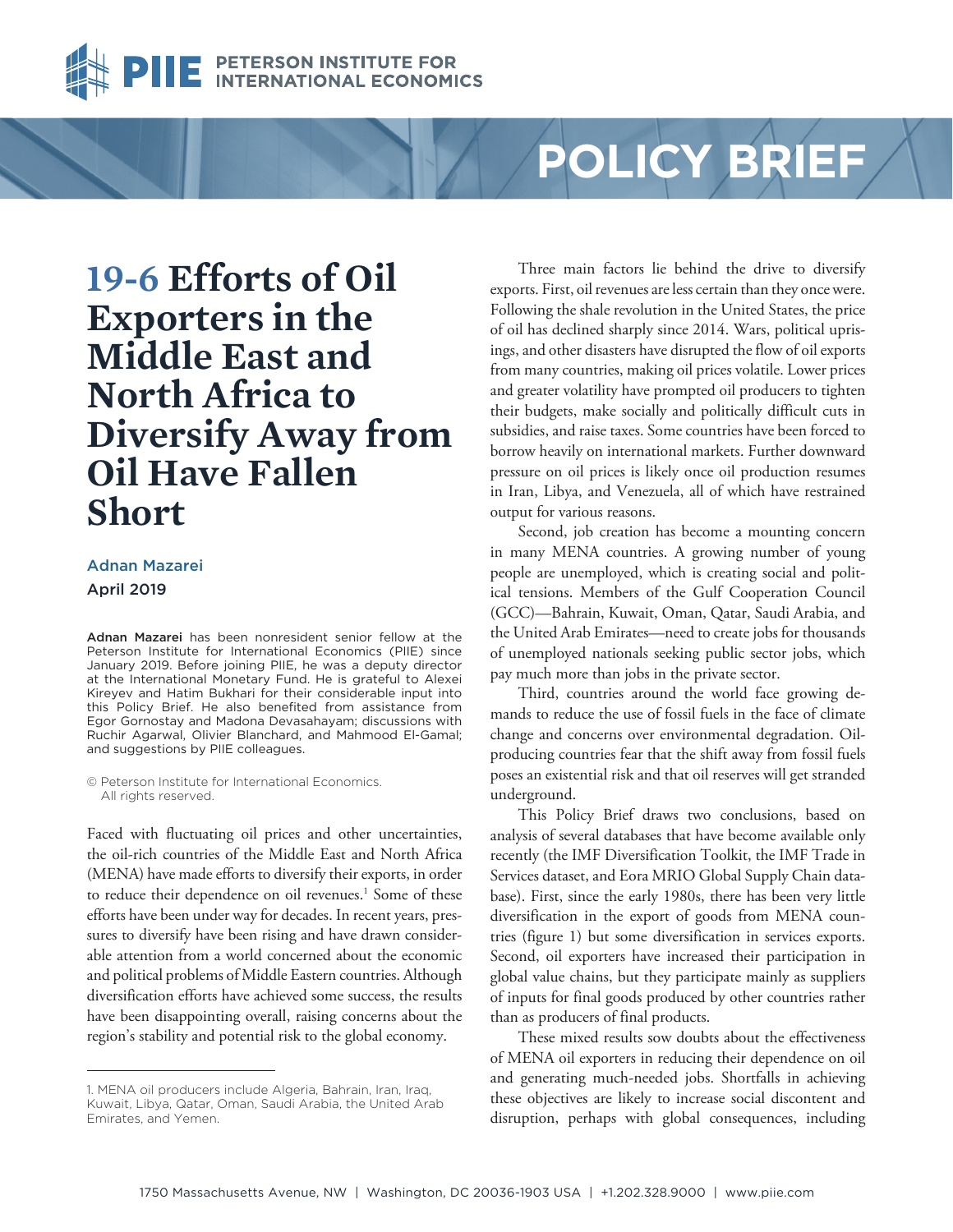PETERSON INSTITUTE FOR INTERNATIONAL ECONOMICS

POLICY BRIEF

# 19-6 Efforts of Oil Exporters in the Middle East and North Africa to Diversify Away from Oil Have Fallen Short

**Adnan Mazarei**

April 2019

**Adnan Mazarei** has been nonresident senior fellow at the Peterson Institute for International Economics (PIIE) since January 2019. Before joining PIIE, he was a deputy director at the International Monetary Fund. He is grateful to Alexei Kireyev and Hatim Bukhari for their considerable input into this Policy Brief. He also benefited from assistance from Egor Gornostay and Madona Devasahayam; discussions with Ruchir Agarwal, Olivier Blanchard, and Mahmood El-Gamal; and suggestions by PIIE colleagues.

© Peterson Institute for International Economics. All rights reserved.

Faced with fluctuating oil prices and other uncertainties, the oil-rich countries of the Middle East and North Africa (MENA) have made efforts to diversify their exports, in order to reduce their dependence on oil revenues.[1] Some of these efforts have been under way for decades. In recent years, pressures to diversify have been rising and have drawn considerable attention from a world concerned about the economic and political problems of Middle Eastern countries. Although diversification efforts have achieved some success, the results have been disappointing overall, raising concerns about the region's stability and potential risk to the global economy.

Three main factors lie behind the drive to diversify exports. First, oil revenues are less certain than they once were. Following the shale revolution in the United States, the price of oil has declined sharply since 2014. Wars, political uprisings, and other disasters have disrupted the flow of oil exports from many countries, making oil prices volatile. Lower prices and greater volatility have prompted oil producers to tighten their budgets, make socially and politically difficult cuts in subsidies, and raise taxes. Some countries have been forced to borrow heavily on international markets. Further downward pressure on oil prices is likely once oil production resumes in Iran, Libya, and Venezuela, all of which have restrained output for various reasons.

Second, job creation has become a mounting concern in many MENA countries. A growing number of young people are unemployed, which is creating social and political tensions. Members of the Gulf Cooperation Council (GCC)—Bahrain, Kuwait, Oman, Qatar, Saudi Arabia, and the United Arab Emirates—need to create jobs for thousands of unemployed nationals seeking public sector jobs, which pay much more than jobs in the private sector.

Third, countries around the world face growing demands to reduce the use of fossil fuels in the face of climate change and concerns over environmental degradation. Oil-producing countries fear that the shift away from fossil fuels poses an existential risk and that oil reserves will get stranded underground.

This Policy Brief draws two conclusions, based on analysis of several databases that have become available only recently (the IMF Diversification Toolkit, the IMF Trade in Services dataset, and Eora MRIO Global Supply Chain database). First, since the early 1980s, there has been very little diversification in the export of goods from MENA countries (figure 1) but some diversification in services exports. Second, oil exporters have increased their participation in global value chains, but they participate mainly as suppliers of inputs for final goods produced by other countries rather than as producers of final products.

These mixed results sow doubts about the effectiveness of MENA oil exporters in reducing their dependence on oil and generating much-needed jobs. Shortfalls in achieving these objectives are likely to increase social discontent and disruption, perhaps with global consequences, including

---

1. MENA oil producers include Algeria, Bahrain, Iran, Iraq, Kuwait, Libya, Qatar, Oman, Saudi Arabia, the United Arab Emirates, and Yemen.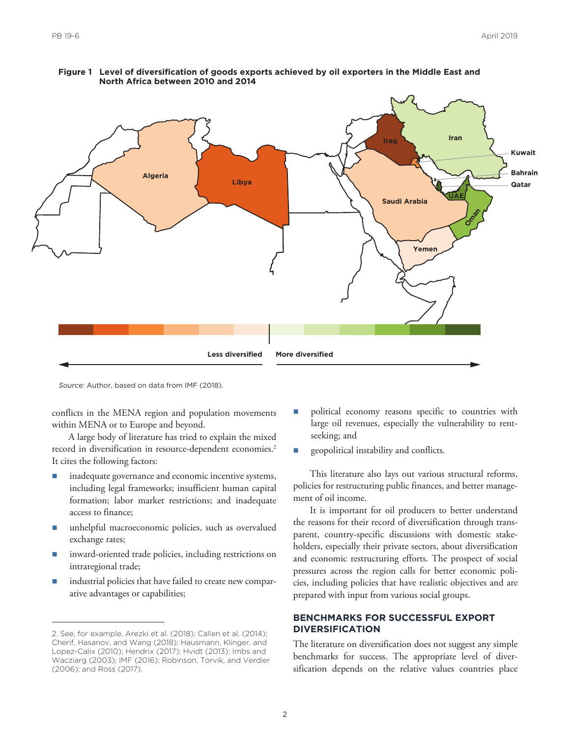**Figure 1 Level of diversification of goods exports achieved by oil exporters in the Middle East and North Africa between 2010 and 2014**

*Source:* Author, based on data from IMF (2018).

conflicts in the MENA region and population movements within MENA or to Europe and beyond.

A large body of literature has tried to explain the mixed record in diversification in resource-dependent economies.[2] It cites the following factors:

- inadequate governance and economic incentive systems, including legal frameworks; insufficient human capital formation; labor market restrictions; and inadequate access to finance;
- unhelpful macroeconomic policies, such as overvalued exchange rates;
- inward-oriented trade policies, including restrictions on intraregional trade;
- industrial policies that have failed to create new comparative advantages or capabilities;
- political economy reasons specific to countries with large oil revenues, especially the vulnerability to rent-seeking; and
- geopolitical instability and conflicts.

This literature also lays out various structural reforms, policies for restructuring public finances, and better management of oil income.

It is important for oil producers to better understand the reasons for their record of diversification through transparent, country-specific discussions with domestic stakeholders, especially their private sectors, about diversification and economic restructuring efforts. The prospect of social pressures across the region calls for better economic policies, including policies that have realistic objectives and are prepared with input from various social groups.

## BENCHMARKS FOR SUCCESSFUL EXPORT DIVERSIFICATION

The literature on diversification does not suggest any simple benchmarks for success. The appropriate level of diversification depends on the relative values countries place

2. See, for example, Arezki et al. (2018); Callen et al. (2014); Cherif, Hasanov, and Wang (2018); Hausmann, Klinger, and Lopez-Calix (2010); Hendrix (2017); Hvidt (2013); Imbs and Wacziarg (2003); IMF (2016); Robinson, Torvik, and Verdier (2006); and Ross (2017).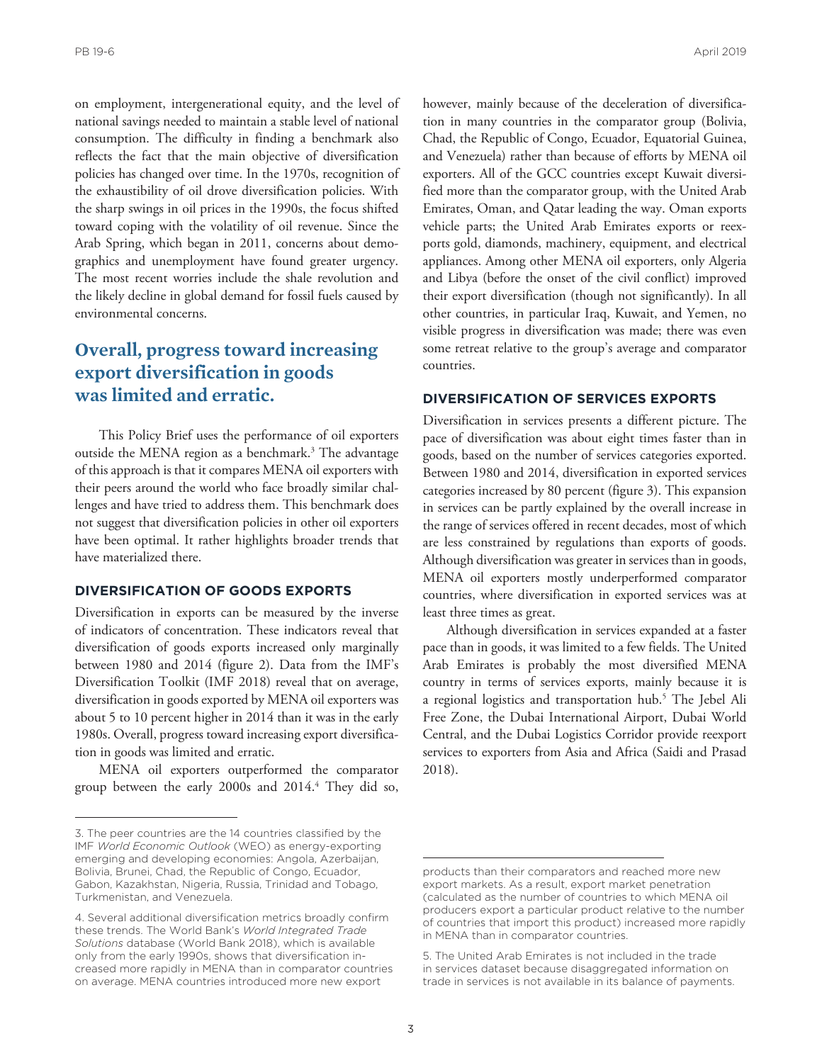on employment, intergenerational equity, and the level of national savings needed to maintain a stable level of national consumption. The difficulty in finding a benchmark also reflects the fact that the main objective of diversification policies has changed over time. In the 1970s, recognition of the exhaustibility of oil drove diversification policies. With the sharp swings in oil prices in the 1990s, the focus shifted toward coping with the volatility of oil revenue. Since the Arab Spring, which began in 2011, concerns about demographics and unemployment have found greater urgency. The most recent worries include the shale revolution and the likely decline in global demand for fossil fuels caused by environmental concerns.

## Overall, progress toward increasing export diversification in goods was limited and erratic.

This Policy Brief uses the performance of oil exporters outside the MENA region as a benchmark.[3] The advantage of this approach is that it compares MENA oil exporters with their peers around the world who face broadly similar challenges and have tried to address them. This benchmark does not suggest that diversification policies in other oil exporters have been optimal. It rather highlights broader trends that have materialized there.

### DIVERSIFICATION OF GOODS EXPORTS

Diversification in exports can be measured by the inverse of indicators of concentration. These indicators reveal that diversification of goods exports increased only marginally between 1980 and 2014 (figure 2). Data from the IMF's Diversification Toolkit (IMF 2018) reveal that on average, diversification in goods exported by MENA oil exporters was about 5 to 10 percent higher in 2014 than it was in the early 1980s. Overall, progress toward increasing export diversification in goods was limited and erratic.

MENA oil exporters outperformed the comparator group between the early 2000s and 2014.[4] They did so, however, mainly because of the deceleration of diversification in many countries in the comparator group (Bolivia, Chad, the Republic of Congo, Ecuador, Equatorial Guinea, and Venezuela) rather than because of efforts by MENA oil exporters. All of the GCC countries except Kuwait diversified more than the comparator group, with the United Arab Emirates, Oman, and Qatar leading the way. Oman exports vehicle parts; the United Arab Emirates exports or reexports gold, diamonds, machinery, equipment, and electrical appliances. Among other MENA oil exporters, only Algeria and Libya (before the onset of the civil conflict) improved their export diversification (though not significantly). In all other countries, in particular Iraq, Kuwait, and Yemen, no visible progress in diversification was made; there was even some retreat relative to the group's average and comparator countries.

### DIVERSIFICATION OF SERVICES EXPORTS

Diversification in services presents a different picture. The pace of diversification was about eight times faster than in goods, based on the number of services categories exported. Between 1980 and 2014, diversification in exported services categories increased by 80 percent (figure 3). This expansion in services can be partly explained by the overall increase in the range of services offered in recent decades, most of which are less constrained by regulations than exports of goods. Although diversification was greater in services than in goods, MENA oil exporters mostly underperformed comparator countries, where diversification in exported services was at least three times as great.

Although diversification in services expanded at a faster pace than in goods, it was limited to a few fields. The United Arab Emirates is probably the most diversified MENA country in terms of services exports, mainly because it is a regional logistics and transportation hub.[5] The Jebel Ali Free Zone, the Dubai International Airport, Dubai World Central, and the Dubai Logistics Corridor provide reexport services to exporters from Asia and Africa (Saidi and Prasad 2018).

---

3. The peer countries are the 14 countries classified by the IMF *World Economic Outlook* (WEO) as energy-exporting emerging and developing economies: Angola, Azerbaijan, Bolivia, Brunei, Chad, the Republic of Congo, Ecuador, Gabon, Kazakhstan, Nigeria, Russia, Trinidad and Tobago, Turkmenistan, and Venezuela.

4. Several additional diversification metrics broadly confirm these trends. The World Bank's *World Integrated Trade Solutions* database (World Bank 2018), which is available only from the early 1990s, shows that diversification increased more rapidly in MENA than in comparator countries on average. MENA countries introduced more new export products than their comparators and reached more new export markets. As a result, export market penetration (calculated as the number of countries to which MENA oil producers export a particular product relative to the number of countries that import this product) increased more rapidly in MENA than in comparator countries.

5. The United Arab Emirates is not included in the trade in services dataset because disaggregated information on trade in services is not available in its balance of payments.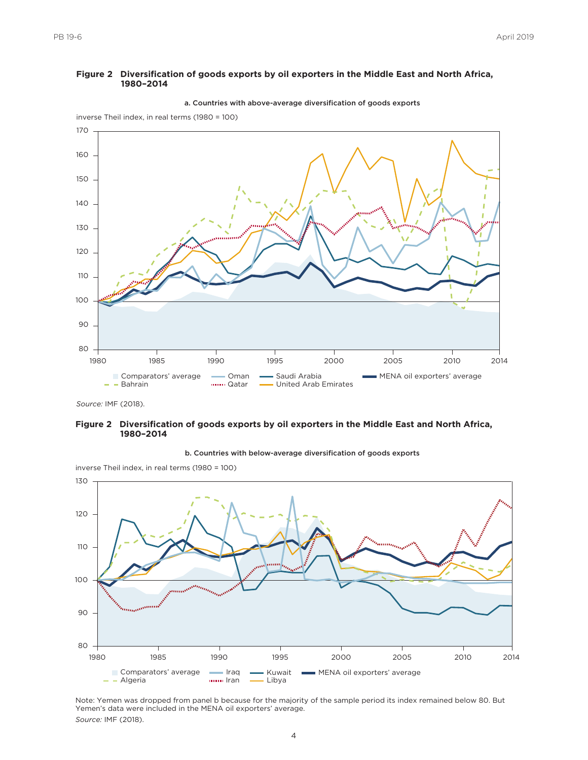**Figure 2 Diversification of goods exports by oil exporters in the Middle East and North Africa, 1980–2014**

a. Countries with above-average diversification of goods exports

inverse Theil index, in real terms (1980 = 100)

Comparators' average, Oman, Saudi Arabia, MENA oil exporters' average, Bahrain, Qatar, United Arab Emirates

*Source:* IMF (2018).

**Figure 2 Diversification of goods exports by oil exporters in the Middle East and North Africa, 1980–2014**

b. Countries with below-average diversification of goods exports

inverse Theil index, in real terms (1980 = 100)

Comparators' average, Iraq, Kuwait, MENA oil exporters' average, Algeria, Iran, Libya

Note: Yemen was dropped from panel b because for the majority of the sample period its index remained below 80. But Yemen's data were included in the MENA oil exporters' average.

*Source:* IMF (2018).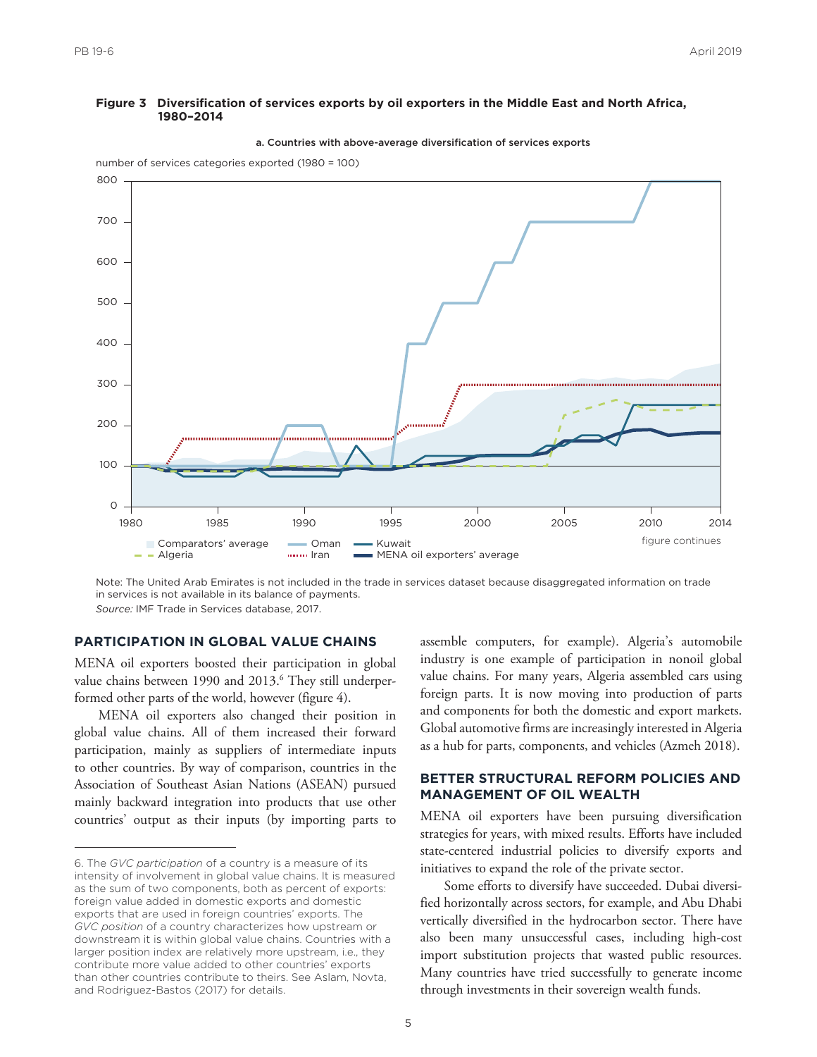**Figure 3 Diversification of services exports by oil exporters in the Middle East and North Africa, 1980–2014**

a. Countries with above-average diversification of services exports

number of services categories exported (1980 = 100)

Legend: Comparators' average; Algeria; Oman; Iran; Kuwait; MENA oil exporters' average

figure continues

Note: The United Arab Emirates is not included in the trade in services dataset because disaggregated information on trade in services is not available in its balance of payments.

*Source:* IMF Trade in Services database, 2017.

## PARTICIPATION IN GLOBAL VALUE CHAINS

MENA oil exporters boosted their participation in global value chains between 1990 and 2013.[6] They still underperformed other parts of the world, however (figure 4).

MENA oil exporters also changed their position in global value chains. All of them increased their forward participation, mainly as suppliers of intermediate inputs to other countries. By way of comparison, countries in the Association of Southeast Asian Nations (ASEAN) pursued mainly backward integration into products that use other countries' output as their inputs (by importing parts to assemble computers, for example). Algeria's automobile industry is one example of participation in nonoil global value chains. For many years, Algeria assembled cars using foreign parts. It is now moving into production of parts and components for both the domestic and export markets. Global automotive firms are increasingly interested in Algeria as a hub for parts, components, and vehicles (Azmeh 2018).

## BETTER STRUCTURAL REFORM POLICIES AND MANAGEMENT OF OIL WEALTH

MENA oil exporters have been pursuing diversification strategies for years, with mixed results. Efforts have included state-centered industrial policies to diversify exports and initiatives to expand the role of the private sector.

Some efforts to diversify have succeeded. Dubai diversified horizontally across sectors, for example, and Abu Dhabi vertically diversified in the hydrocarbon sector. There have also been many unsuccessful cases, including high-cost import substitution projects that wasted public resources. Many countries have tried successfully to generate income through investments in their sovereign wealth funds.

---

6. The *GVC participation* of a country is a measure of its intensity of involvement in global value chains. It is measured as the sum of two components, both as percent of exports: foreign value added in domestic exports and domestic exports that are used in foreign countries' exports. The *GVC position* of a country characterizes how upstream or downstream it is within global value chains. Countries with a larger position index are relatively more upstream, i.e., they contribute more value added to other countries' exports than other countries contribute to theirs. See Aslam, Novta, and Rodriguez-Bastos (2017) for details.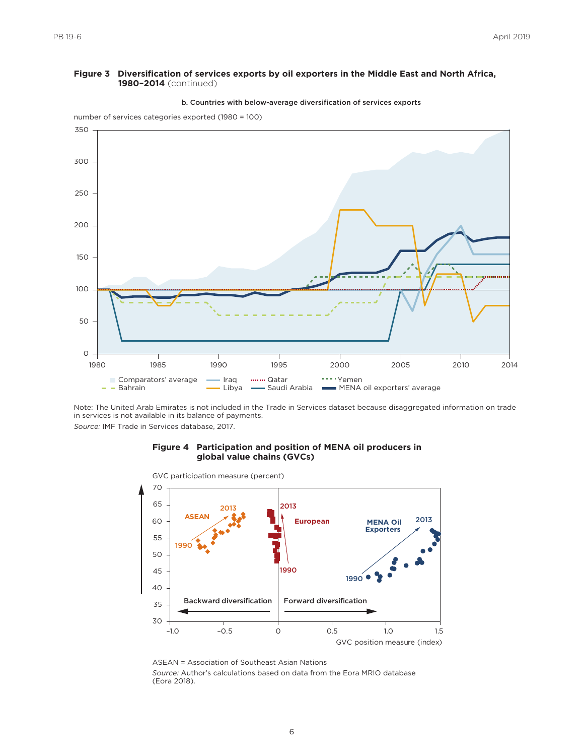**Figure 3 Diversification of services exports by oil exporters in the Middle East and North Africa, 1980–2014** (continued)

b. Countries with below-average diversification of services exports

Note: The United Arab Emirates is not included in the Trade in Services dataset because disaggregated information on trade in services is not available in its balance of payments.

*Source:* IMF Trade in Services database, 2017.

**Figure 4 Participation and position of MENA oil producers in global value chains (GVCs)**

ASEAN = Association of Southeast Asian Nations

*Source:* Author's calculations based on data from the Eora MRIO database (Eora 2018).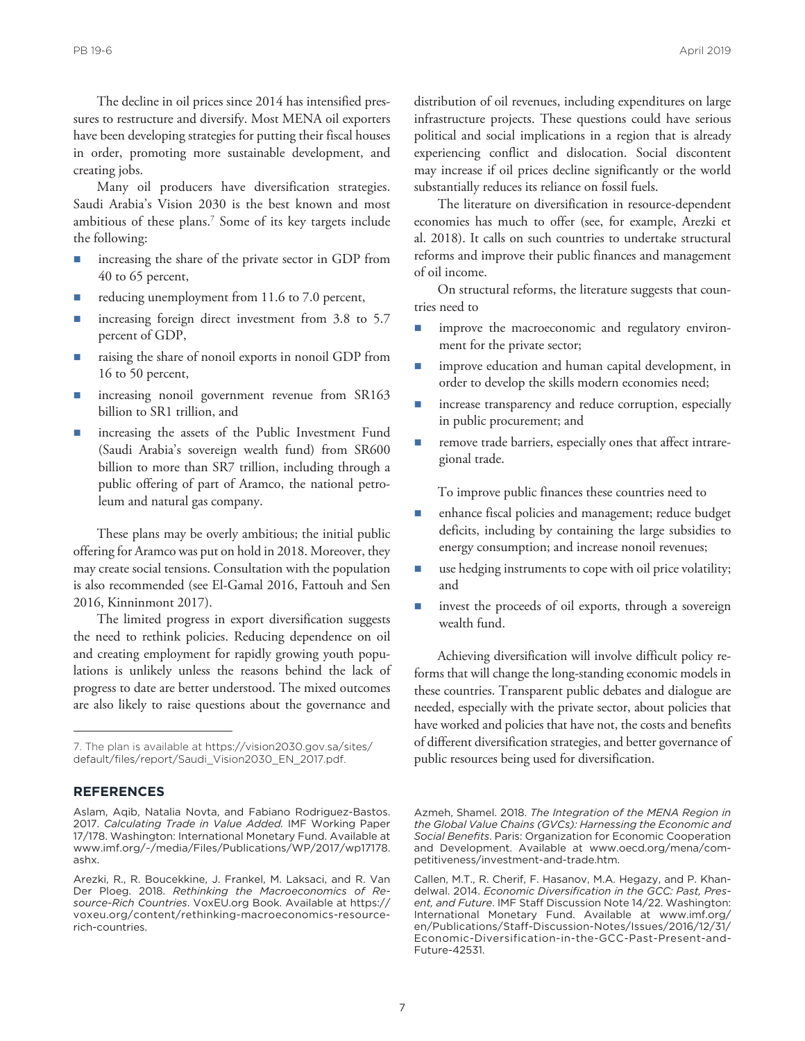The decline in oil prices since 2014 has intensified pressures to restructure and diversify. Most MENA oil exporters have been developing strategies for putting their fiscal houses in order, promoting more sustainable development, and creating jobs.

Many oil producers have diversification strategies. Saudi Arabia's Vision 2030 is the best known and most ambitious of these plans.[7] Some of its key targets include the following:

- increasing the share of the private sector in GDP from 40 to 65 percent,
- reducing unemployment from 11.6 to 7.0 percent,
- increasing foreign direct investment from 3.8 to 5.7 percent of GDP,
- raising the share of nonoil exports in nonoil GDP from 16 to 50 percent,
- increasing nonoil government revenue from SR163 billion to SR1 trillion, and
- increasing the assets of the Public Investment Fund (Saudi Arabia's sovereign wealth fund) from SR600 billion to more than SR7 trillion, including through a public offering of part of Aramco, the national petroleum and natural gas company.

These plans may be overly ambitious; the initial public offering for Aramco was put on hold in 2018. Moreover, they may create social tensions. Consultation with the population is also recommended (see El-Gamal 2016, Fattouh and Sen 2016, Kinninmont 2017).

The limited progress in export diversification suggests the need to rethink policies. Reducing dependence on oil and creating employment for rapidly growing youth populations is unlikely unless the reasons behind the lack of progress to date are better understood. The mixed outcomes are also likely to raise questions about the governance and distribution of oil revenues, including expenditures on large infrastructure projects. These questions could have serious political and social implications in a region that is already experiencing conflict and dislocation. Social discontent may increase if oil prices decline significantly or the world substantially reduces its reliance on fossil fuels.

The literature on diversification in resource-dependent economies has much to offer (see, for example, Arezki et al. 2018). It calls on such countries to undertake structural reforms and improve their public finances and management of oil income.

On structural reforms, the literature suggests that countries need to

- improve the macroeconomic and regulatory environment for the private sector;
- improve education and human capital development, in order to develop the skills modern economies need;
- increase transparency and reduce corruption, especially in public procurement; and
- remove trade barriers, especially ones that affect intraregional trade.

To improve public finances these countries need to

- enhance fiscal policies and management; reduce budget deficits, including by containing the large subsidies to energy consumption; and increase nonoil revenues;
- use hedging instruments to cope with oil price volatility; and
- invest the proceeds of oil exports, through a sovereign wealth fund.

Achieving diversification will involve difficult policy reforms that will change the long-standing economic models in these countries. Transparent public debates and dialogue are needed, especially with the private sector, about policies that have worked and policies that have not, the costs and benefits of different diversification strategies, and better governance of public resources being used for diversification.

7. The plan is available at https://vision2030.gov.sa/sites/default/files/report/Saudi_Vision2030_EN_2017.pdf.

## REFERENCES

Aslam, Aqib, Natalia Novta, and Fabiano Rodriguez-Bastos. 2017. *Calculating Trade in Value Added*. IMF Working Paper 17/178. Washington: International Monetary Fund. Available at www.imf.org/~/media/Files/Publications/WP/2017/wp17178.ashx.

Arezki, R., R. Boucekkine, J. Frankel, M. Laksaci, and R. Van Der Ploeg. 2018. *Rethinking the Macroeconomics of Resource-Rich Countries*. VoxEU.org Book. Available at https://voxeu.org/content/rethinking-macroeconomics-resource-rich-countries.

Azmeh, Shamel. 2018. *The Integration of the MENA Region in the Global Value Chains (GVCs): Harnessing the Economic and Social Benefits*. Paris: Organization for Economic Cooperation and Development. Available at www.oecd.org/mena/competitiveness/investment-and-trade.htm.

Callen, M.T., R. Cherif, F. Hasanov, M.A. Hegazy, and P. Khandelwal. 2014. *Economic Diversification in the GCC: Past, Present, and Future*. IMF Staff Discussion Note 14/22. Washington: International Monetary Fund. Available at www.imf.org/en/Publications/Staff-Discussion-Notes/Issues/2016/12/31/Economic-Diversification-in-the-GCC-Past-Present-and-Future-42531.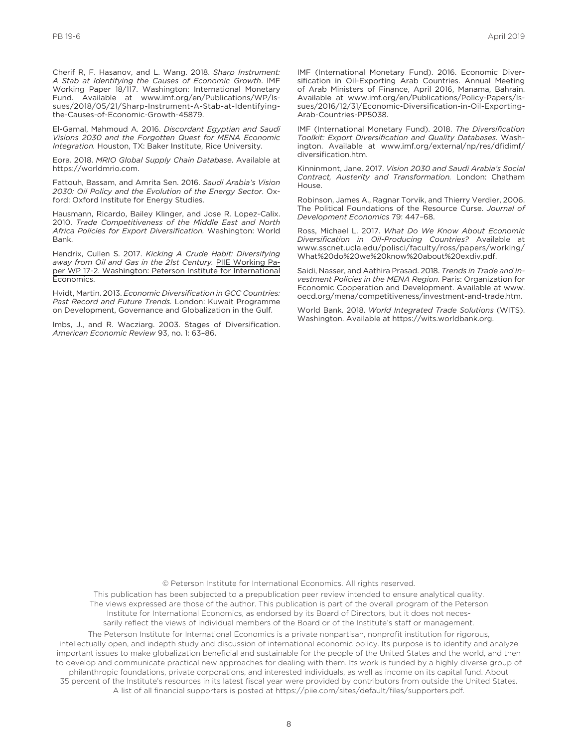Cherif R, F. Hasanov, and L. Wang. 2018. *Sharp Instrument: A Stab at Identifying the Causes of Economic Growth*. IMF Working Paper 18/117. Washington: International Monetary Fund. Available at www.imf.org/en/Publications/WP/Issues/2018/05/21/Sharp-Instrument-A-Stab-at-Identifying-the-Causes-of-Economic-Growth-45879.

El-Gamal, Mahmoud A. 2016. *Discordant Egyptian and Saudi Visions 2030 and the Forgotten Quest for MENA Economic Integration.* Houston, TX: Baker Institute, Rice University.

Eora. 2018. *MRIO Global Supply Chain Database*. Available at https://worldmrio.com.

Fattouh, Bassam, and Amrita Sen. 2016. *Saudi Arabia's Vision 2030: Oil Policy and the Evolution of the Energy Sector*. Oxford: Oxford Institute for Energy Studies.

Hausmann, Ricardo, Bailey Klinger, and Jose R. Lopez-Calix. 2010. *Trade Competitiveness of the Middle East and North Africa Policies for Export Diversification.* Washington: World Bank.

Hendrix, Cullen S. 2017. *Kicking A Crude Habit: Diversifying away from Oil and Gas in the 21st Century.* PIIE Working Paper WP 17-2. Washington: Peterson Institute for International Economics.

Hvidt, Martin. 2013. *Economic Diversification in GCC Countries: Past Record and Future Trends.* London: Kuwait Programme on Development, Governance and Globalization in the Gulf.

Imbs, J., and R. Wacziarg. 2003. Stages of Diversification. *American Economic Review* 93, no. 1: 63–86.

IMF (International Monetary Fund). 2016. Economic Diversification in Oil-Exporting Arab Countries. Annual Meeting of Arab Ministers of Finance, April 2016, Manama, Bahrain. Available at www.imf.org/en/Publications/Policy-Papers/Issues/2016/12/31/Economic-Diversification-in-Oil-Exporting-Arab-Countries-PP5038.

IMF (International Monetary Fund). 2018. *The Diversification Toolkit: Export Diversification and Quality Databases.* Washington. Available at www.imf.org/external/np/res/dfidimf/diversification.htm.

Kinninmont, Jane. 2017. *Vision 2030 and Saudi Arabia's Social Contract, Austerity and Transformation.* London: Chatham House.

Robinson, James A., Ragnar Torvik, and Thierry Verdier, 2006. The Political Foundations of the Resource Curse. *Journal of Development Economics* 79: 447–68.

Ross, Michael L. 2017. *What Do We Know About Economic Diversification in Oil-Producing Countries?* Available at www.sscnet.ucla.edu/polisci/faculty/ross/papers/working/What%20do%20we%20know%20about%20exdiv.pdf.

Saidi, Nasser, and Aathira Prasad. 2018. *Trends in Trade and Investment Policies in the MENA Region.* Paris: Organization for Economic Cooperation and Development. Available at www.oecd.org/mena/competitiveness/investment-and-trade.htm.

World Bank. 2018. *World Integrated Trade Solutions* (WITS). Washington. Available at https://wits.worldbank.org.

© Peterson Institute for International Economics. All rights reserved.

This publication has been subjected to a prepublication peer review intended to ensure analytical quality. The views expressed are those of the author. This publication is part of the overall program of the Peterson Institute for International Economics, as endorsed by its Board of Directors, but it does not necessarily reflect the views of individual members of the Board or of the Institute's staff or management.

The Peterson Institute for International Economics is a private nonpartisan, nonprofit institution for rigorous, intellectually open, and indepth study and discussion of international economic policy. Its purpose is to identify and analyze important issues to make globalization beneficial and sustainable for the people of the United States and the world, and then to develop and communicate practical new approaches for dealing with them. Its work is funded by a highly diverse group of philanthropic foundations, private corporations, and interested individuals, as well as income on its capital fund. About 35 percent of the Institute's resources in its latest fiscal year were provided by contributors from outside the United States. A list of all financial supporters is posted at https://piie.com/sites/default/files/supporters.pdf.